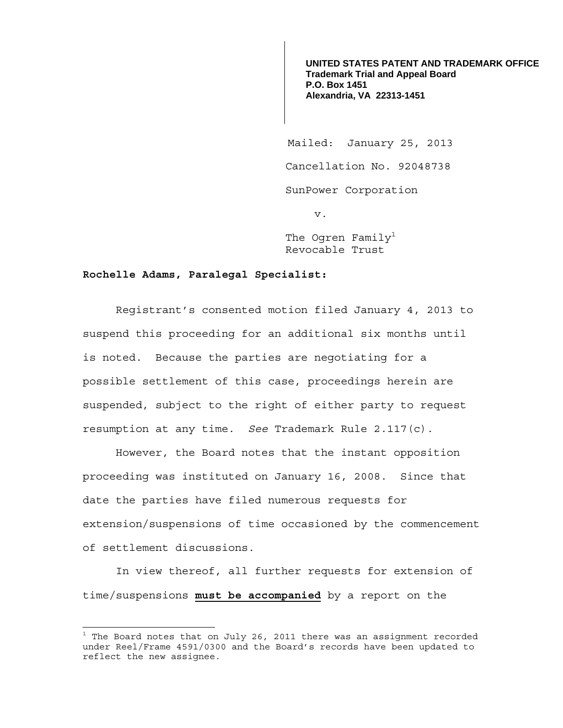**UNITED STATES PATENT AND TRADEMARK OFFICE**
**Trademark Trial and Appeal Board**
**P.O. Box 1451**
**Alexandria, VA 22313-1451**

Mailed: January 25, 2013

Cancellation No. 92048738

SunPower Corporation

v.

The Ogren Family[1] Revocable Trust

**Rochelle Adams, Paralegal Specialist:**

Registrant's consented motion filed January 4, 2013 to suspend this proceeding for an additional six months until is noted. Because the parties are negotiating for a possible settlement of this case, proceedings herein are suspended, subject to the right of either party to request resumption at any time. *See* Trademark Rule 2.117(c).

However, the Board notes that the instant opposition proceeding was instituted on January 16, 2008. Since that date the parties have filed numerous requests for extension/suspensions of time occasioned by the commencement of settlement discussions.

In view thereof, all further requests for extension of time/suspensions **must be accompanied** by a report on the

[1] The Board notes that on July 26, 2011 there was an assignment recorded under Reel/Frame 4591/0300 and the Board's records have been updated to reflect the new assignee.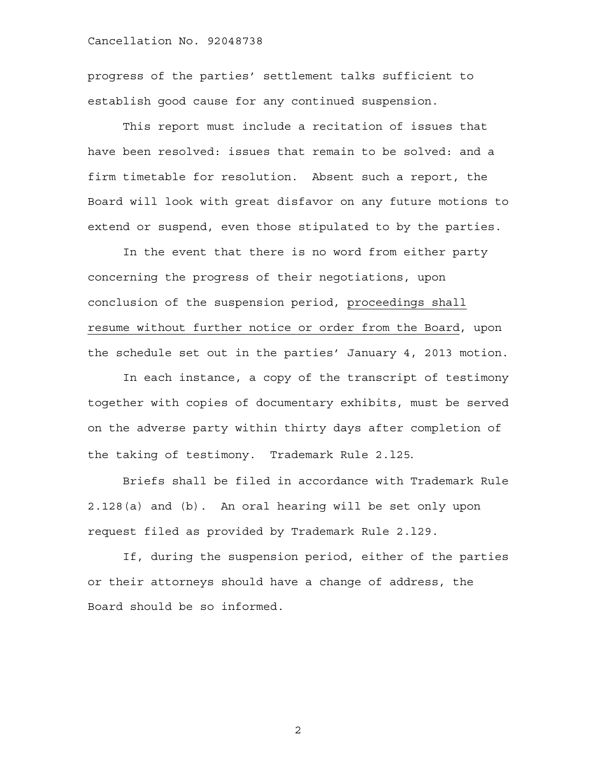progress of the parties' settlement talks sufficient to establish good cause for any continued suspension.

This report must include a recitation of issues that have been resolved: issues that remain to be solved: and a firm timetable for resolution. Absent such a report, the Board will look with great disfavor on any future motions to extend or suspend, even those stipulated to by the parties.

In the event that there is no word from either party concerning the progress of their negotiations, upon conclusion of the suspension period, <u>proceedings shall resume without further notice or order from the Board</u>, upon the schedule set out in the parties' January 4, 2013 motion.

In each instance, a copy of the transcript of testimony together with copies of documentary exhibits, must be served on the adverse party within thirty days after completion of the taking of testimony. Trademark Rule 2.l25.

Briefs shall be filed in accordance with Trademark Rule 2.128(a) and (b). An oral hearing will be set only upon request filed as provided by Trademark Rule 2.l29.

If, during the suspension period, either of the parties or their attorneys should have a change of address, the Board should be so informed.